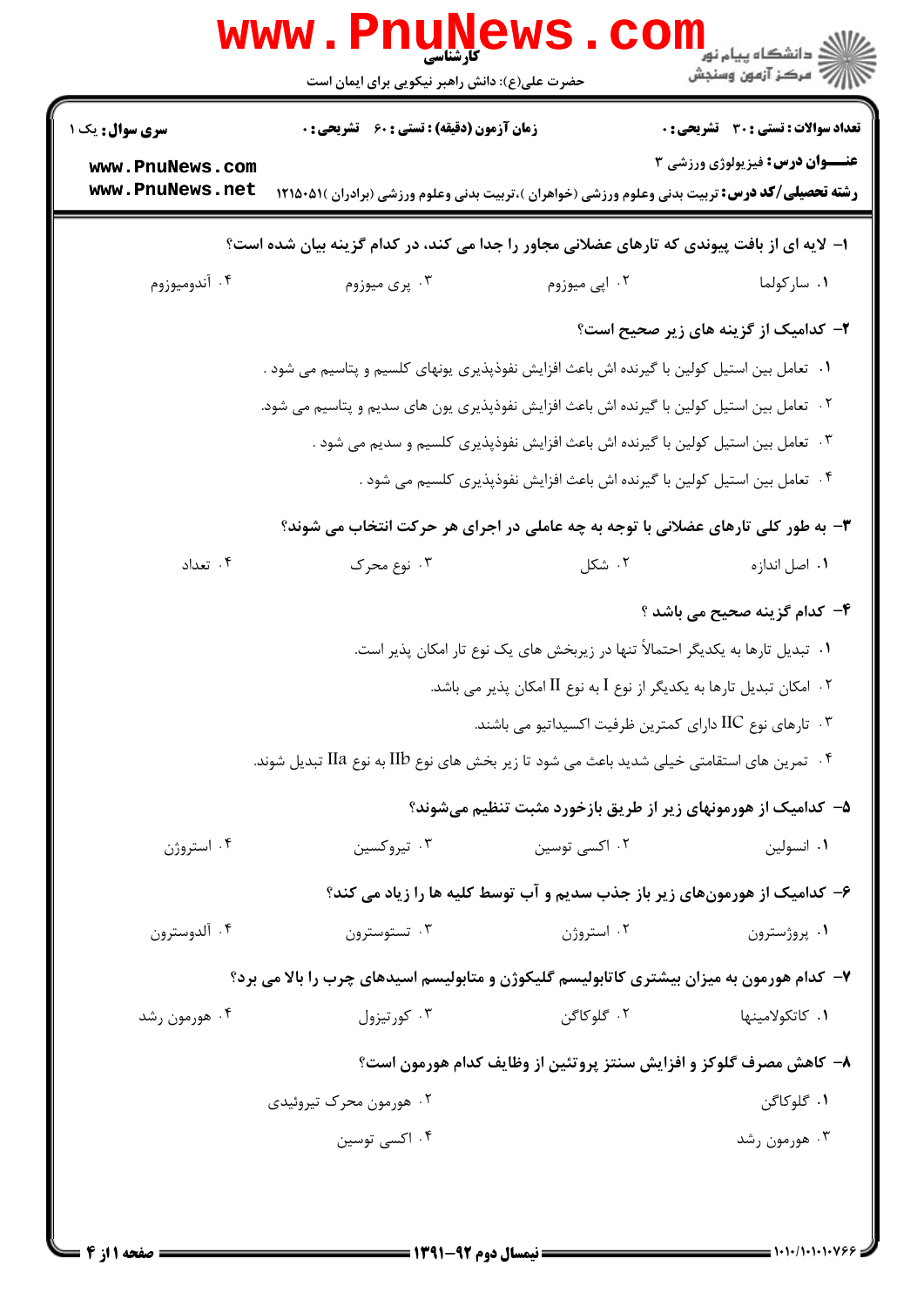**سری سوال:** یک ۱

**زمان آزمون (دقیقه) : تستی : ۶۰ تشریحی : ۰**

**تعداد سوالات : تستی : ۳۰ تشریحی : ۰**

**عنـــوان درس:** فیزیولوژی ورزشی ۳

**رشته تحصیلی/کد درس:** تربیت بدنی وعلوم ورزشی (خواهران )،تربیت بدنی وعلوم ورزشی (برادران )۱۲۱۵۰۵۱

**۱- لایه ای از بافت پیوندی که تارهای عضلانی مجاور را جدا می کند، در کدام گزینه بیان شده است؟**

۱. سارکولما
۲. اپی میوزوم
۳. پری میوزوم
۴. آندومیوزوم

**۲- کدامیک از گزینه های زیر صحیح است؟**

۱. تعامل بین استیل کولین با گیرنده اش باعث افزایش نفوذپذیری یونهای کلسیم و پتاسیم می شود .
۲. تعامل بین استیل کولین با گیرنده اش باعث افزایش نفوذپذیری یون های سدیم و پتاسیم می شود.
۳. تعامل بین استیل کولین با گیرنده اش باعث افزایش نفوذپذیری کلسیم و سدیم می شود .
۴. تعامل بین استیل کولین با گیرنده اش باعث افزایش نفوذپذیری کلسیم می شود .

**۳- به طور کلی تارهای عضلانی با توجه به چه عاملی در اجرای هر حرکت انتخاب می شوند؟**

۱. اصل اندازه
۲. شکل
۳. نوع محرک
۴. تعداد

**۴- کدام گزینه صحیح می باشد ؟**

۱. تبدیل تارها به یکدیگر احتمالاً تنها در زیربخش های یک نوع تار امکان پذیر است.
۲. امکان تبدیل تارها به یکدیگر از نوع I به نوع II امکان پذیر می باشد.
۳. تارهای نوع IIC دارای کمترین ظرفیت اکسیداتیو می باشند.
۴. تمرین های استقامتی خیلی شدید باعث می شود تا زیر بخش های نوع IIb به نوع IIa تبدیل شوند.

**۵- کدامیک از هورمونهای زیر از طریق بازخورد مثبت تنظیم میشوند؟**

۱. انسولین
۲. اکسی توسین
۳. تیروکسین
۴. استروژن

**۶- کدامیک از هورمون‌های زیر باز جذب سدیم و آب توسط کلیه ها را زیاد می کند؟**

۱. پروژسترون
۲. استروژن
۳. تستوسترون
۴. آلدوسترون

**۷- کدام هورمون به میزان بیشتری کاتابولیسم گلیکوژن و متابولیسم اسیدهای چرب را بالا می برد؟**

۱. کاتکولامینها
۲. گلوکاگن
۳. کورتیزول
۴. هورمون رشد

**۸- کاهش مصرف گلوکز و افزایش سنتز پروتئین از وظایف کدام هورمون است؟**

۱. گلوکاگن
۲. هورمون محرک تیروئیدی
۳. هورمون رشد
۴. اکسی توسین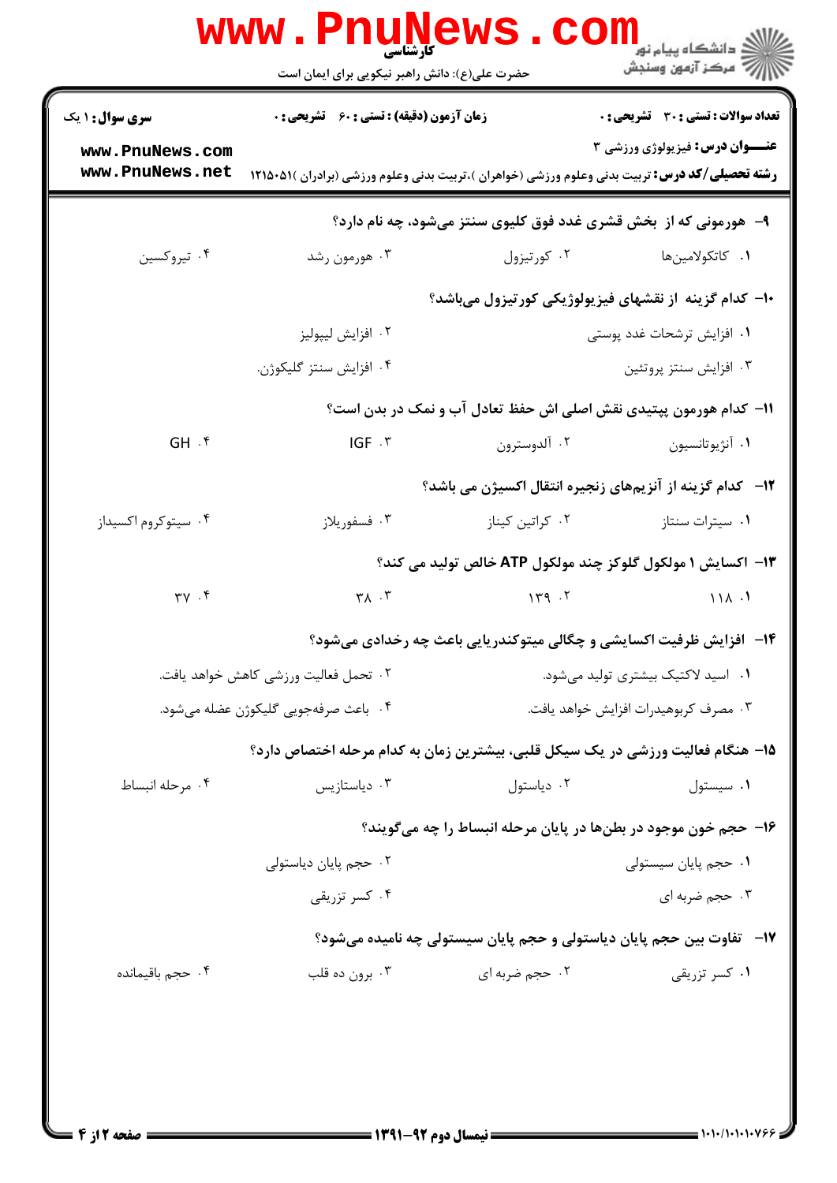**سری سوال:** ۱ یک | **زمان آزمون (دقیقه) : تستی :** ۶۰ **تشریحی :** ۰ | **تعداد سوالات : تستی :** ۳۰ **تشریحی :** ۰

**عنـــوان درس:** فیزیولوژی ورزشی ۳

**رشته تحصیلی/کد درس:** تربیت بدنی وعلوم ورزشی (خواهران )،تربیت بدنی وعلوم ورزشی (برادران )۱۲۱۵۰۵۱

۹- هورمونی که از بخش قشری غدد فوق کلیوی سنتز می‌شود، چه نام دارد؟

۱. کاتکولامین‌ها
۲. کورتیزول
۳. هورمون رشد
۴. تیروکسین

۱۰- کدام گزینه از نقشهای فیزیولوژیکی کورتیزول می‌باشد؟

۱. افزایش ترشحات غدد پوستی
۲. افزایش لیپولیز
۳. افزایش سنتز پروتئین
۴. افزایش سنتز گلیکوژن.

۱۱- کدام هورمون پپتیدی نقش اصلی اش حفظ تعادل آب و نمک در بدن است؟

۱. آنژیوتانسیون
۲. آلدوسترون
۳. IGF
۴. GH

۱۲- کدام گزینه از آنزیم‌های زنجیره انتقال اکسیژن می باشد؟

۱. سیترات سنتاز
۲. کراتین کیناز
۳. فسفوریلاز
۴. سیتوکروم اکسیداز

۱۳- اکسایش ۱ مولکول گلوکز چند مولکول ATP خالص تولید می کند؟

۱. ۱۱۸
۲. ۱۳۹
۳. ۳۸
۴. ۳۷

۱۴- افزایش ظرفیت اکسایشی و چگالی میتوکندریایی باعث چه رخدادی می‌شود؟

۱. اسید لاکتیک بیشتری تولید می‌شود.
۲. تحمل فعالیت ورزشی کاهش خواهد یافت.
۳. مصرف کربوهیدرات افزایش خواهد یافت.
۴. باعث صرفه‌جویی گلیکوژن عضله می‌شود.

۱۵- هنگام فعالیت ورزشی در یک سیکل قلبی، بیشترین زمان به کدام مرحله اختصاص دارد؟

۱. سیستول
۲. دیاستول
۳. دیاستازیس
۴. مرحله انبساط

۱۶- حجم خون موجود در بطن‌ها در پایان مرحله انبساط را چه می‌گویند؟

۱. حجم پایان سیستولی
۲. حجم پایان دیاستولی
۳. حجم ضربه ای
۴. کسر تزریقی

۱۷- تفاوت بین حجم پایان دیاستولی و حجم پایان سیستولی چه نامیده می‌شود؟

۱. کسر تزریقی
۲. حجم ضربه ای
۳. برون ده قلب
۴. حجم باقیمانده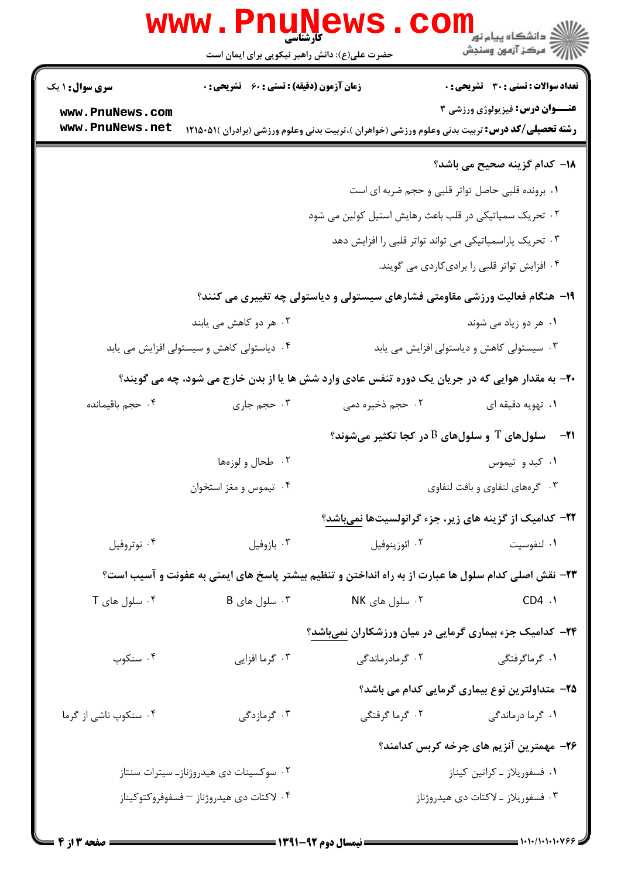۱۸- کدام گزینه صحیح می باشد؟

۱. برونده قلبی حاصل تواتر قلبی و حجم ضربه ای است

۲. تحریک سمپاتیکی در قلب باعث رهایش استیل کولین می شود

۳. تحریک پاراسمپاتیکی می تواند تواتر قلبی را افزایش دهد

۴. افزایش تواتر قلبی را برادی‌کاردی می گویند.

۱۹- هنگام فعالیت ورزشی مقاومتی فشارهای سیستولی و دیاستولی چه تغییری می کنند؟

۱. هر دو زیاد می شوند

۲. هر دو کاهش می یابند

۳. سیستولی کاهش و دیاستولی افزایش می یابد

۴. دیاستولی کاهش و سیستولی افزایش می یابد

۲۰- به مقدار هوایی که در جریان یک دوره تنفس عادی وارد شش ها یا از بدن خارج می شود، چه می گویند؟

۱. تهویه دقیقه ای

۲. حجم ذخیره دمی

۳. حجم جاری

۴. حجم باقیمانده

۲۱- سلول‌های T و سلول‌های B در کجا تکثیر می‌شوند؟

۱. کبد و تیموس

۲. طحال و لوزه‌ها

۳. گره‌های لنفاوی و بافت لنفاوی

۴. تیموس و مغز استخوان

۲۲- کدامیک از گزینه های زیر، جزء گرانولسیت‌ها نمی‌باشد؟

۱. لنفوسیت

۲. ائوزینوفیل

۳. بازوفیل

۴. نوتروفیل

۲۳- نقش اصلی کدام سلول ها عبارت از به راه انداختن و تنظیم بیشتر پاسخ های ایمنی به عفونت و آسیب است؟

۱. CD4

۲. سلول های NK

۳. سلول های B

۴. سلول های T

۲۴- کدامیک جزء بیماری گرمایی در میان ورزشکاران نمی‌باشد؟

۱. گرماگرفتگی

۲. گرمادرماندگی

۳. گرما افزایی

۴. سنکوپ

۲۵- متداولترین نوع بیماری گرمایی کدام می باشد؟

۱. گرما درماندگی

۲. گرما گرفتگی

۳. گرمازدگی

۴. سنکوپ ناشی از گرما

۲۶- مهمترین آنزیم های چرخه کربس کدامند؟

۱. فسفوریلاز ـ کراتین کیناز

۲. سوکسینات دی هیدروژناز ـ سیترات سنتاز

۳. فسفوریلاز ـ لاکتات دی هیدروژناز

۴. لاکتات دی هیدروژناز – فسفوفروکتوکیناز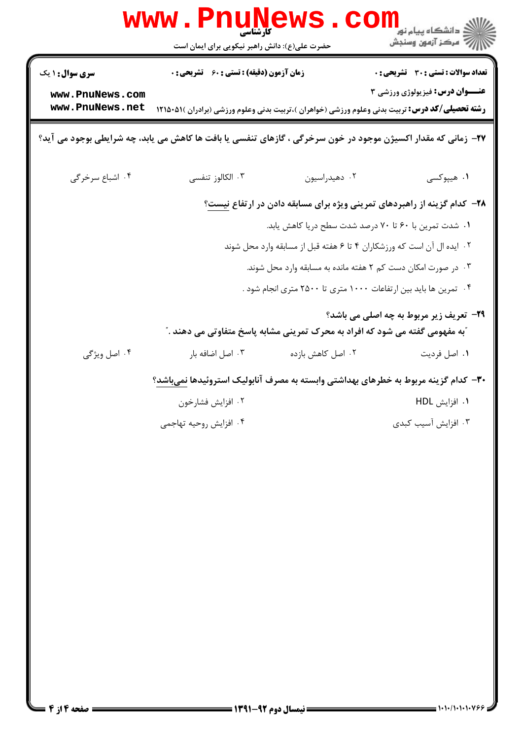**۲۷- زمانی که مقدار اکسیژن موجود در خون سرخرگی ، گازهای تنفسی یا بافت ها کاهش می یابد، چه شرایطی بوجود می آید؟**

۱. هیپوکسی

۲. دهیدراسیون

۳. الکالوز تنفسی

۴. اشباع سرخرگی

**۲۸- کدام گزینه از راهبردهای تمرینی ویژه برای مسابقه دادن در ارتفاع نیست؟**

۱. شدت تمرین با ۶۰ تا ۷۰ درصد شدت سطح دریا کاهش یابد.

۲. ایده ال آن است که ورزشکاران ۴ تا ۶ هفته قبل از مسابقه وارد محل شوند

۳. در صورت امکان دست کم ۲ هفته مانده به مسابقه وارد محل شوند.

۴. تمرین ها باید بین ارتفاعات ۱۰۰۰ متری تا ۲۵۰۰ متری انجام شود .

**۲۹- تعریف زیر مربوط به چه اصلی می باشد؟**

**"به مفهومی گفته می شود که افراد به محرک تمرینی مشابه پاسخ متفاوتی می دهند ."**

۱. اصل فردیت

۲. اصل کاهش بازده

۳. اصل اضافه بار

۴. اصل ویژگی

**۳۰- کدام گزینه مربوط به خطرهای بهداشتی وابسته به مصرف آنابولیک استروئیدها نمی‌باشد؟**

۱. افزایش HDL

۲. افزایش فشارخون

۳. افزایش آسیب کبدی

۴. افزایش روحیه تهاجمی